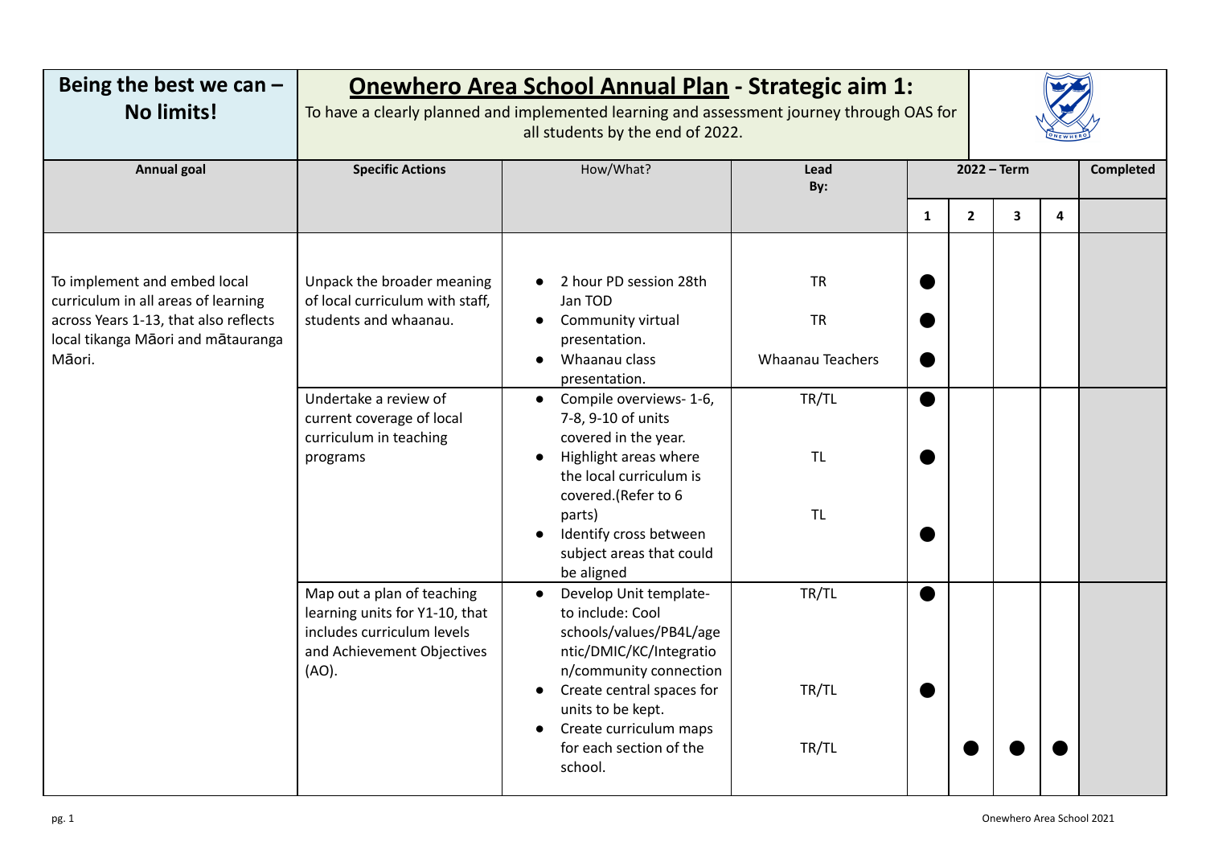| Being the best we can – No limits! | **Onewhero Area School Annual Plan - Strategic aim 1:** To have a clearly planned and implemented learning and assessment journey through OAS for all students by the end of 2022. | | | | | | | |
|---|---|---|---|---|---|---|---|---|
| **Annual goal** | **Specific Actions** | How/What? | **Lead By:** | **2022 – Term** | | | | **Completed** |
| | | | | **1** | **2** | **3** | **4** | |
| To implement and embed local curriculum in all areas of learning across Years 1-13, that also reflects local tikanga Māori and mātauranga Māori. | Unpack the broader meaning of local curriculum with staff, students and whaanau. | • 2 hour PD session 28th Jan TOD<br>• Community virtual presentation.<br>• Whaanau class presentation. | TR<br>TR<br>Whaanau Teachers | ●<br>●<br>● | | | | |
| | Undertake a review of current coverage of local curriculum in teaching programs | • Compile overviews- 1-6, 7-8, 9-10 of units covered in the year.<br>• Highlight areas where the local curriculum is covered.(Refer to 6 parts)<br>• Identify cross between subject areas that could be aligned | TR/TL<br>TL<br>TL | ●<br>●<br>● | | | | |
| | Map out a plan of teaching learning units for Y1-10, that includes curriculum levels and Achievement Objectives (AO). | • Develop Unit template- to include: Cool schools/values/PB4L/agentic/DMIC/KC/Integration/community connection<br>• Create central spaces for units to be kept.<br>• Create curriculum maps for each section of the school. | TR/TL<br>TR/TL<br>TR/TL | ●<br>● | ● | ● | ● | |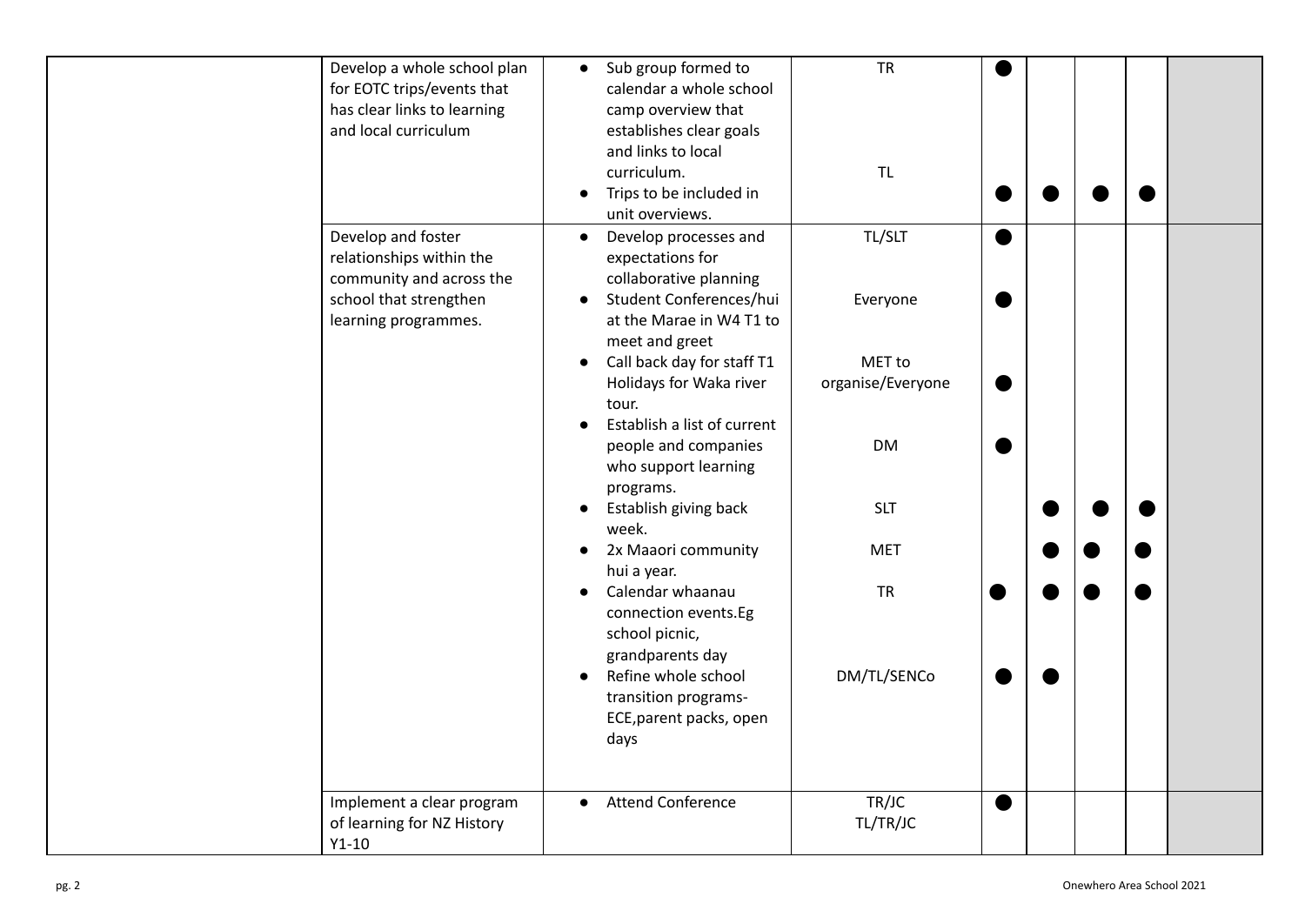| | | | | | | | | |
|---|---|---|---|---|---|---|---|---|
| | Develop a whole school plan for EOTC trips/events that has clear links to learning and local curriculum | • Sub group formed to calendar a whole school camp overview that establishes clear goals and links to local curriculum. | TR | ● | | | | |
| | | • Trips to be included in unit overviews. | TL | ● | ● | ● | ● | |
| | Develop and foster relationships within the community and across the school that strengthen learning programmes. | • Develop processes and expectations for collaborative planning | TL/SLT | ● | | | | |
| | | • Student Conferences/hui at the Marae in W4 T1 to meet and greet | Everyone | ● | | | | |
| | | • Call back day for staff T1 Holidays for Waka river tour. | MET to organise/Everyone | ● | | | | |
| | | • Establish a list of current people and companies who support learning programs. | DM | ● | | | | |
| | | • Establish giving back week. | SLT | | ● | ● | ● | |
| | | • 2x Maaori community hui a year. | MET | | ● | ● | ● | |
| | | • Calendar whaanau connection events.Eg school picnic, grandparents day | TR | ● | ● | ● | ● | |
| | | • Refine whole school transition programs- ECE,parent packs, open days | DM/TL/SENCo | ● | ● | | | |
| | Implement a clear program of learning for NZ History Y1-10 | • Attend Conference | TR/JC<br>TL/TR/JC | ● | | | | |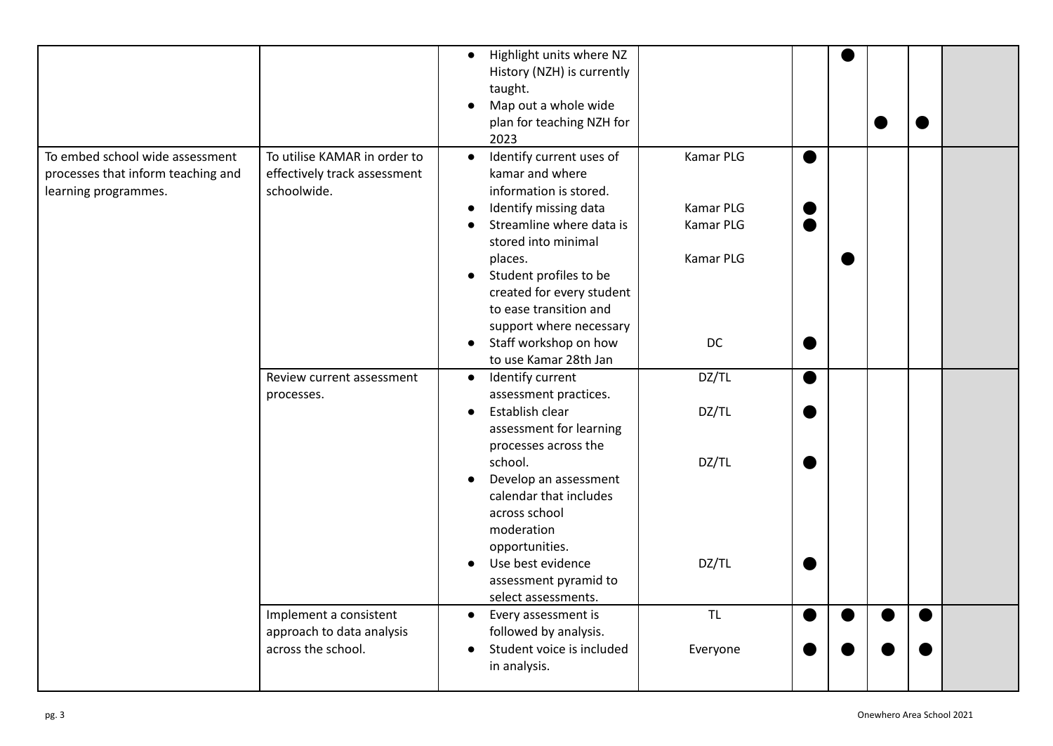| | | | | | | | | |
|---|---|---|---|---|---|---|---|---|
| | | Highlight units where NZ History (NZH) is currently taught. | | | ● | | | |
| | | Map out a whole wide plan for teaching NZH for 2023 | | | | ● | ● | |
| To embed school wide assessment processes that inform teaching and learning programmes. | To utilise KAMAR in order to effectively track assessment schoolwide. | Identify current uses of kamar and where information is stored. | Kamar PLG | ● | | | | |
| | | Identify missing data | Kamar PLG | ● | | | | |
| | | Streamline where data is stored into minimal places. | Kamar PLG | ● | | | | |
| | | Student profiles to be created for every student to ease transition and support where necessary | Kamar PLG | | ● | | | |
| | | Staff workshop on how to use Kamar 28th Jan | DC | ● | | | | |
| | Review current assessment processes. | Identify current assessment practices. | DZ/TL | ● | | | | |
| | | Establish clear assessment for learning processes across the school. | DZ/TL | ● | | | | |
| | | Develop an assessment calendar that includes across school moderation opportunities. | DZ/TL | ● | | | | |
| | | Use best evidence assessment pyramid to select assessments. | DZ/TL | ● | | | | |
| | Implement a consistent approach to data analysis across the school. | Every assessment is followed by analysis. | TL | ● | ● | ● | ● | |
| | | Student voice is included in analysis. | Everyone | ● | ● | ● | ● | |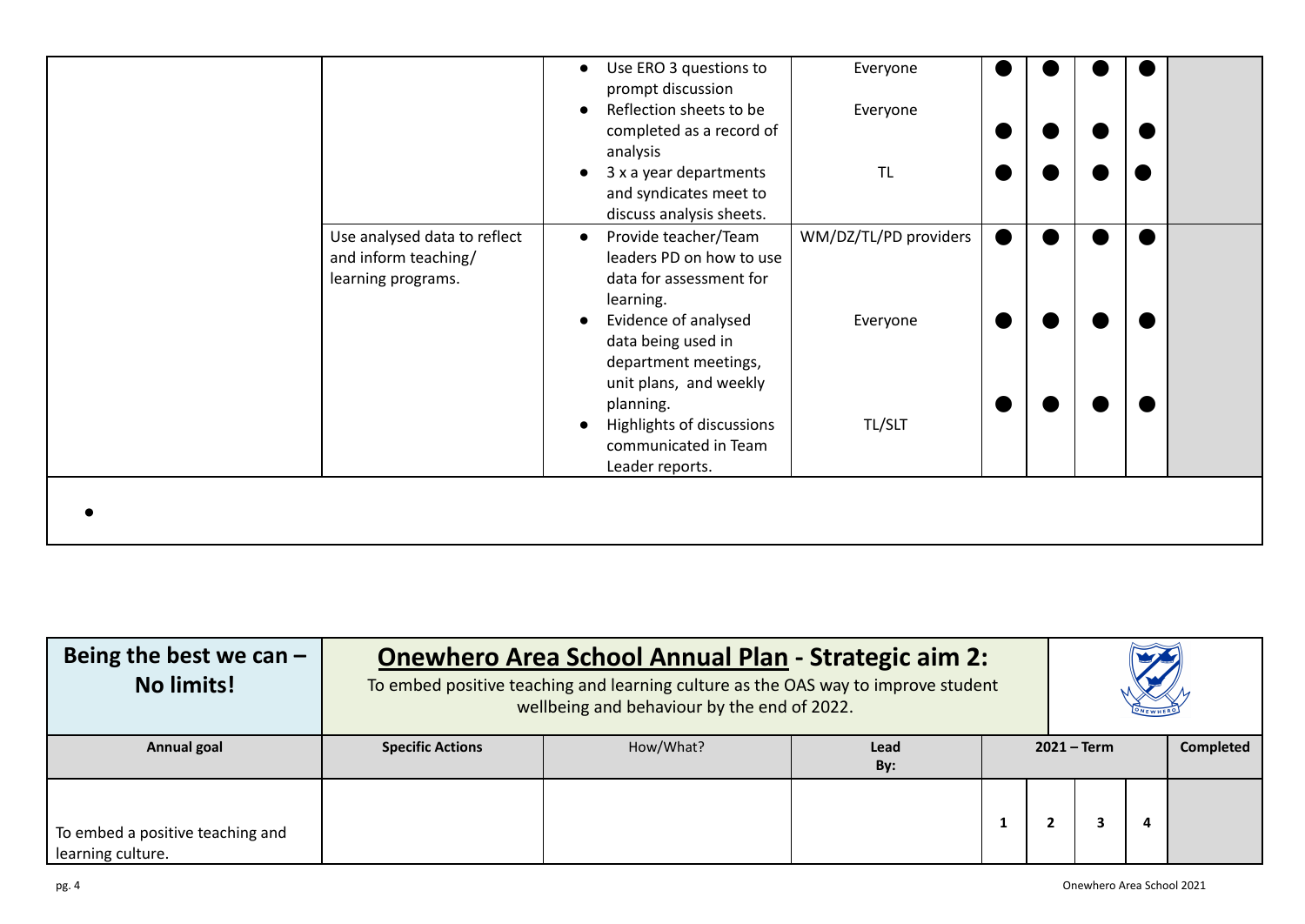| | | | | | | | | |
|---|---|---|---|---|---|---|---|---|
| | | • Use ERO 3 questions to prompt discussion<br>• Reflection sheets to be completed as a record of analysis<br>• 3 x a year departments and syndicates meet to discuss analysis sheets. | Everyone<br>Everyone<br>TL | ●<br>●<br>● | ●<br>●<br>● | ●<br>●<br>● | ●<br>●<br>● | |
| | Use analysed data to reflect and inform teaching/ learning programs. | • Provide teacher/Team leaders PD on how to use data for assessment for learning.<br>• Evidence of analysed data being used in department meetings, unit plans, and weekly planning.<br>• Highlights of discussions communicated in Team Leader reports. | WM/DZ/TL/PD providers<br>Everyone<br>TL/SLT | ●<br>●<br>● | ●<br>●<br>● | ●<br>●<br>● | ●<br>●<br>● | |
| • | | | | | | | | |

| Being the best we can – No limits! | **Onewhero Area School Annual Plan - Strategic aim 2:** To embed positive teaching and learning culture as the OAS way to improve student wellbeing and behaviour by the end of 2022. | | | | | | | |
|---|---|---|---|---|---|---|---|---|
| **Annual goal** | **Specific Actions** | How/What? | **Lead By:** | **2021 – Term** | | | | **Completed** |
| To embed a positive teaching and learning culture. | | | | **1** | **2** | **3** | **4** | |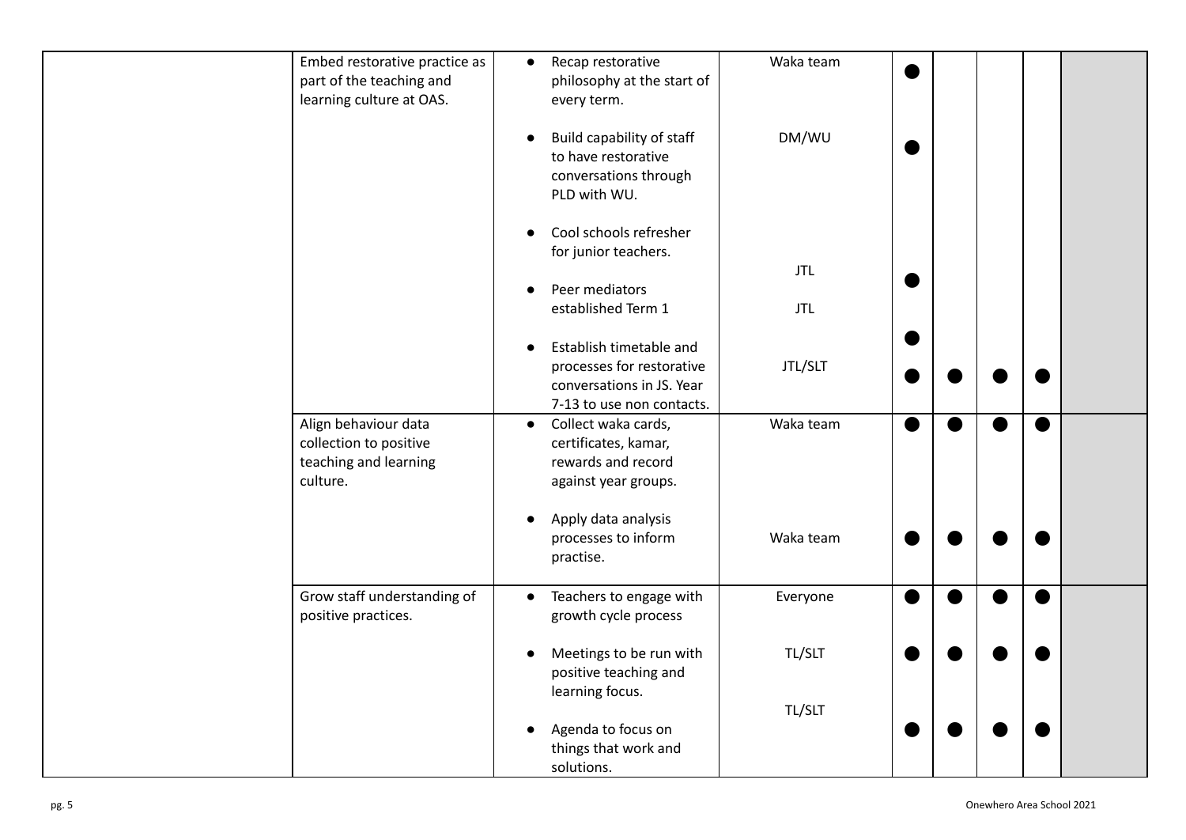| | | | | | | | | |
|---|---|---|---|---|---|---|---|---|
| | Embed restorative practice as part of the teaching and learning culture at OAS. | • Recap restorative philosophy at the start of every term. | Waka team | ● | | | | |
| | | • Build capability of staff to have restorative conversations through PLD with WU. | DM/WU | ● | | | | |
| | | • Cool schools refresher for junior teachers. | JTL | ● | | | | |
| | | • Peer mediators established Term 1 | JTL | ● | | | | |
| | | • Establish timetable and processes for restorative conversations in JS. Year 7-13 to use non contacts. | JTL/SLT | ● | ● | ● | ● | |
| | Align behaviour data collection to positive teaching and learning culture. | • Collect waka cards, certificates, kamar, rewards and record against year groups. | Waka team | ● | ● | ● | ● | |
| | | • Apply data analysis processes to inform practise. | Waka team | ● | ● | ● | ● | |
| | Grow staff understanding of positive practices. | • Teachers to engage with growth cycle process | Everyone | ● | ● | ● | ● | |
| | | • Meetings to be run with positive teaching and learning focus. | TL/SLT | ● | ● | ● | ● | |
| | | • Agenda to focus on things that work and solutions. | TL/SLT | ● | ● | ● | ● | |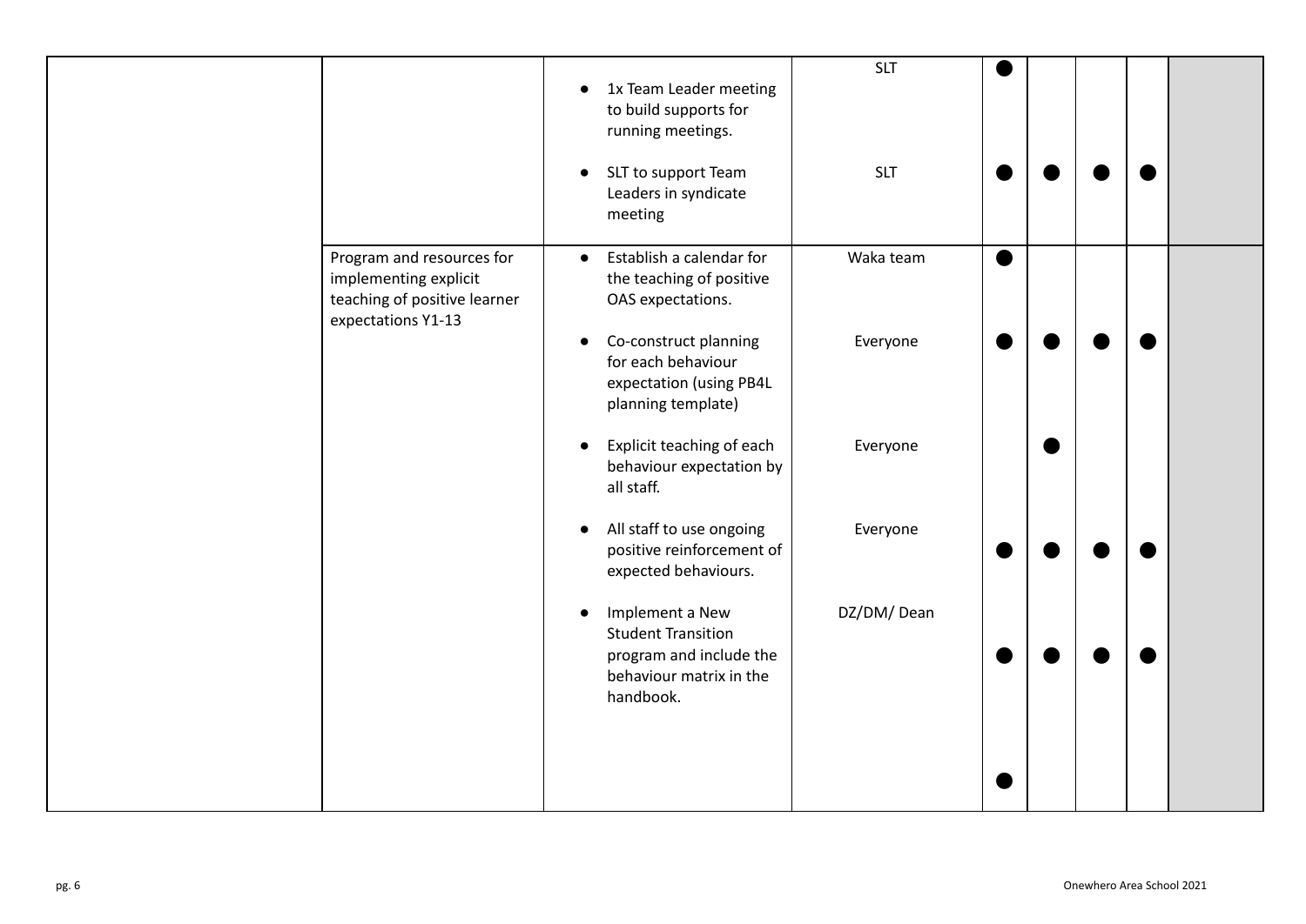| | | | | | | | | |
|---|---|---|---|---|---|---|---|---|
| | | • 1x Team Leader meeting to build supports for running meetings. | SLT | ● | | | | |
| | | • SLT to support Team Leaders in syndicate meeting | SLT | ● | ● | ● | ● | |
| | Program and resources for implementing explicit teaching of positive learner expectations Y1-13 | • Establish a calendar for the teaching of positive OAS expectations. | Waka team | ● | | | | |
| | | • Co-construct planning for each behaviour expectation (using PB4L planning template) | Everyone | ● | ● | ● | ● | |
| | | • Explicit teaching of each behaviour expectation by all staff. | Everyone | | ● | | | |
| | | • All staff to use ongoing positive reinforcement of expected behaviours. | Everyone | ● | ● | ● | ● | |
| | | • Implement a New Student Transition program and include the behaviour matrix in the handbook. | DZ/DM/ Dean | ● | ● | ● | ● | |
| | | | | ● | | | | |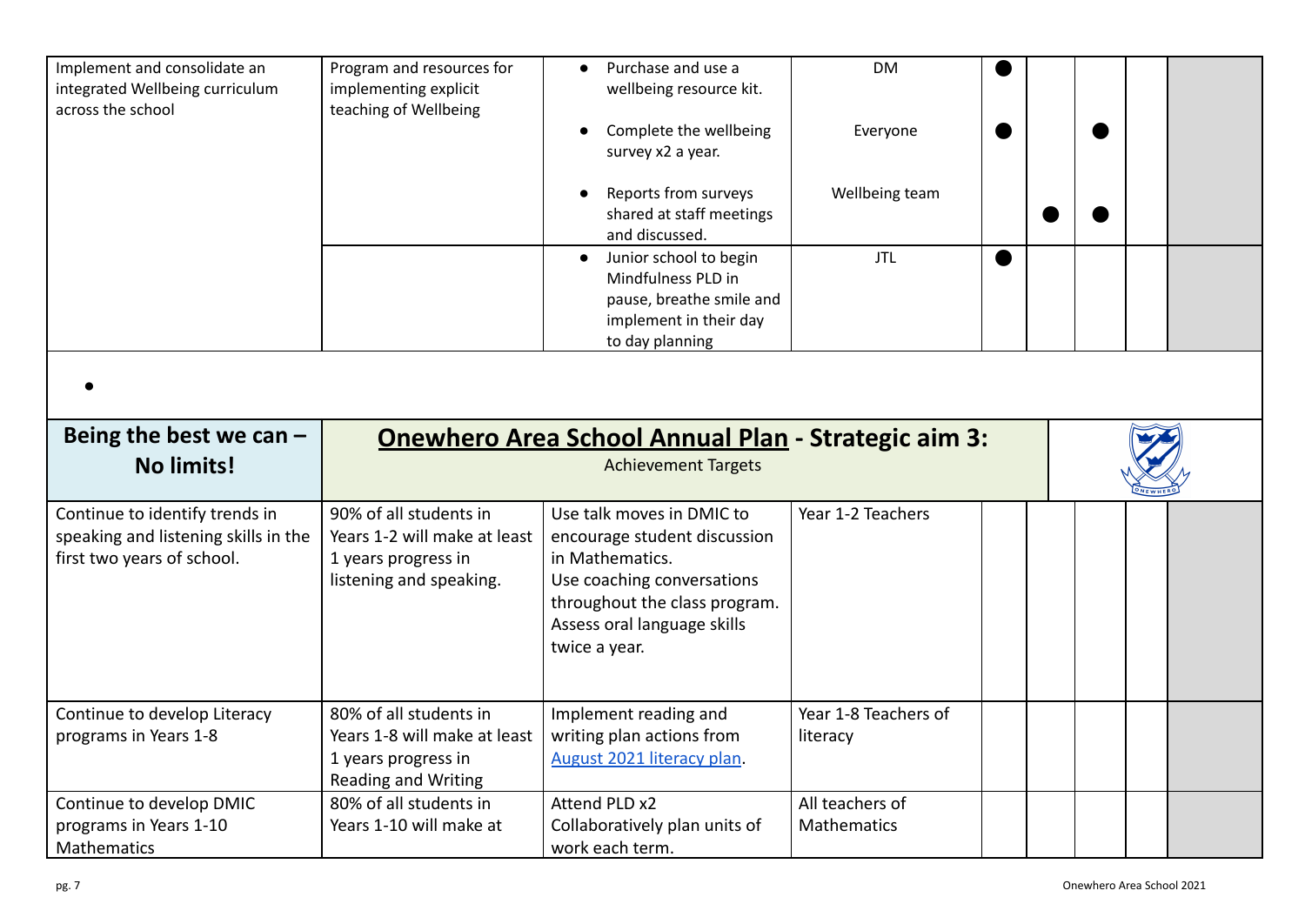| | | | | | | | | |
|---|---|---|---|---|---|---|---|---|
| Implement and consolidate an integrated Wellbeing curriculum across the school | Program and resources for implementing explicit teaching of Wellbeing | • Purchase and use a wellbeing resource kit. | DM | ● | | | | |
| | | • Complete the wellbeing survey x2 a year. | Everyone | ● | | ● | | |
| | | • Reports from surveys shared at staff meetings and discussed. | Wellbeing team | | ● | ● | | |
| | | • Junior school to begin Mindfulness PLD in pause, breathe smile and implement in their day to day planning | JTL | ● | | | | |

•

| Being the best we can – No limits! | Onewhero Area School Annual Plan - Strategic aim 3: Achievement Targets | | | | | | | |
|---|---|---|---|---|---|---|---|---|
| Continue to identify trends in speaking and listening skills in the first two years of school. | 90% of all students in Years 1-2 will make at least 1 years progress in listening and speaking. | Use talk moves in DMIC to encourage student discussion in Mathematics. Use coaching conversations throughout the class program. Assess oral language skills twice a year. | Year 1-2 Teachers | | | | | |
| Continue to develop Literacy programs in Years 1-8 | 80% of all students in Years 1-8 will make at least 1 years progress in Reading and Writing | Implement reading and writing plan actions from [August 2021 literacy plan]. | Year 1-8 Teachers of literacy | | | | | |
| Continue to develop DMIC programs in Years 1-10 Mathematics | 80% of all students in Years 1-10 will make at | Attend PLD x2 Collaboratively plan units of work each term. | All teachers of Mathematics | | | | | |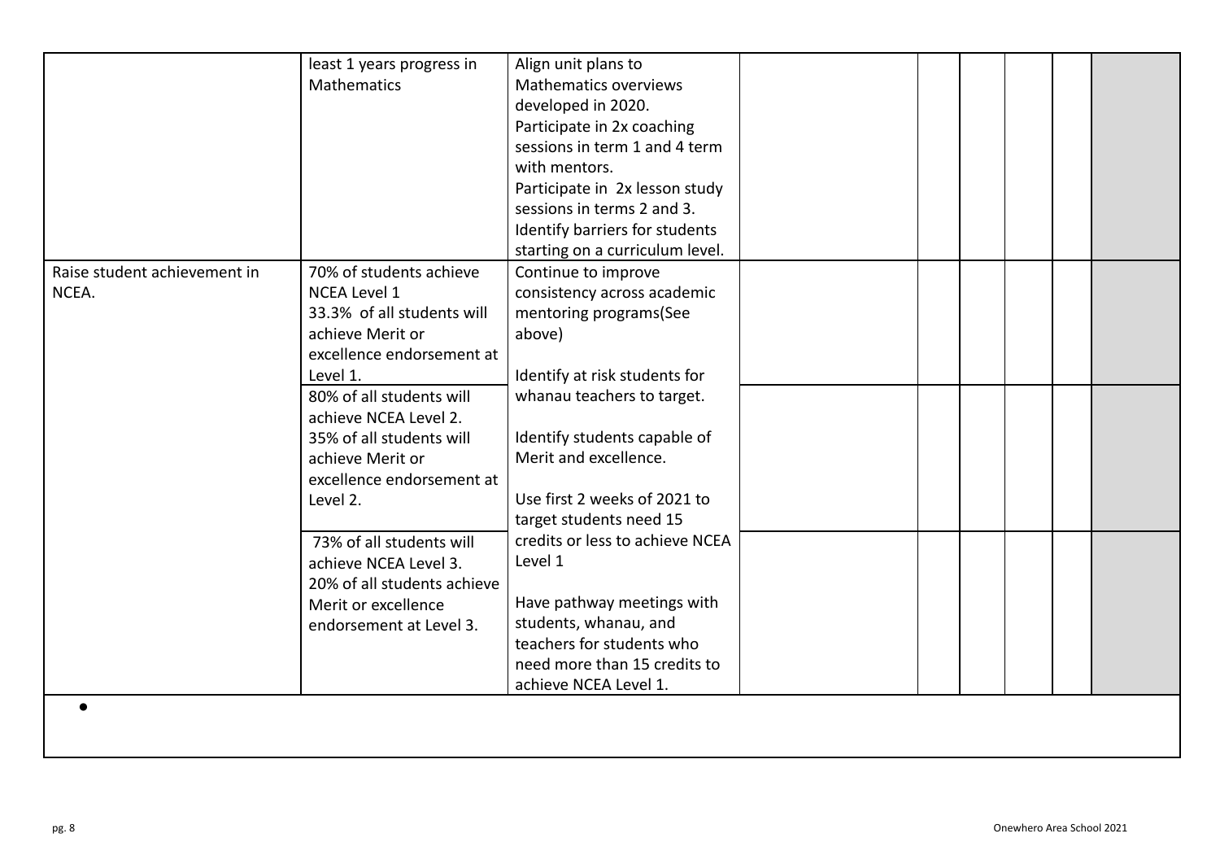| | | | | | | | | |
|---|---|---|---|---|---|---|---|---|
| | least 1 years progress in Mathematics | Align unit plans to Mathematics overviews developed in 2020. Participate in 2x coaching sessions in term 1 and 4 term with mentors. Participate in 2x lesson study sessions in terms 2 and 3. Identify barriers for students starting on a curriculum level. | | | | | | |
| Raise student achievement in NCEA. | 70% of students achieve NCEA Level 1 33.3% of all students will achieve Merit or excellence endorsement at Level 1. | Continue to improve consistency across academic mentoring programs(See above) Identify at risk students for whanau teachers to target. Identify students capable of Merit and excellence. Use first 2 weeks of 2021 to target students need 15 credits or less to achieve NCEA Level 1 Have pathway meetings with students, whanau, and teachers for students who need more than 15 credits to achieve NCEA Level 1. | | | | | | |
| | 80% of all students will achieve NCEA Level 2. 35% of all students will achieve Merit or excellence endorsement at Level 2. | | | | | | | |
| | 73% of all students will achieve NCEA Level 3. 20% of all students achieve Merit or excellence endorsement at Level 3. | | | | | | | |

-